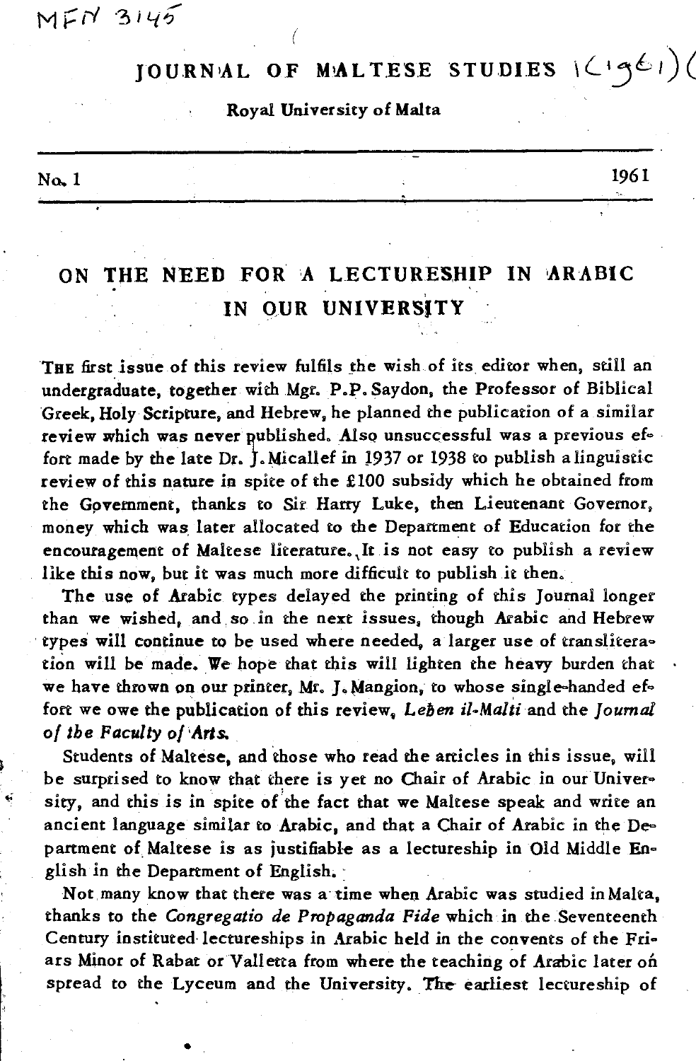MFN 3145

# JOURNAL OF MALTESE STUDIES 1(1961)

Royal University of Malta

No. 1 1961

## ON THE NEED FOR A LECTURESHIP IN ARABIC IN OUR UNIVERSITY

THE first issue of this review fulfils the wish of its editor when, still an undergraduate, together with Mgr. P.P. Saydon, the Professor of Biblical Greek, Holy Scripture, and Hebrew, he planned the publication of a similar review which was never published. Also unsuccessful was a previous effort made by the late Dr. J. Micallef in 1937 or 1938 to publish a linguistic review of this nature in spite of the £100 subsidy which he obtained from the Government, thanks to Sir Harry Luke, then Lieutenant Governor, money which was later allocated to the Department of Education for the encouragement of Maltese literature. It is not easy to publish a review like this now, but it was much more difficult to publish it then.

The use of Arabic types delayed the printing of this Journal longer than we wished, and so in the next issues, though Arabic and Hebrew types will continue to be used where needed, a larger use of transliteration will be made. We hope that this will lighten the heavy burden that we have thrown on our printer, Mr. J. Mangion, to whose single-handed effort we owe the publication of this review, *Leben il-Malti* and the *Journal of the Faculty of Arts.*

Students of Maltese, and those who read the articles in this issue, will be surprised to know that there is yet no Chair of Arabic in our University, and this is in spite of the fact that we Maltese speak and write an ancient language similar to Arabic, and that a Chair of Arabic in the Department of Maltese is as justifiable as a lectureship in Old Middle English in the Department of English.

Not many know that there was a time when Arabic was studied in Malta, thanks to the *Congregatio de Propaganda Fide* which in the Seventeenth Century instituted lectureships in Arabic held in the convents of the Friars Minor of Rabat or Valletta from where the teaching of Arabic later on spread to the Lyceum and the University. The earliest lectureship of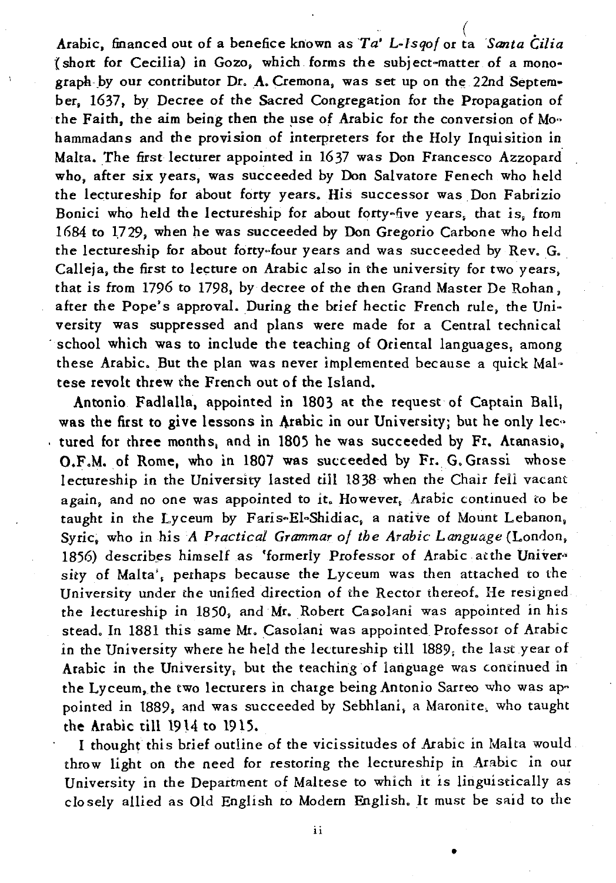Arabic, financed out of a benefice known as *Ta' L-Isqof* or ta *Santa Ċilia* (short for Cecilia) in Gozo, which forms the subject-matter of a monograph by our contributor Dr. A. Cremona, was set up on the 22nd September, 1637, by Decree of the Sacred Congregation for the Propagation of the Faith, the aim being then the use of Arabic for the conversion of Mohammadans and the provision of interpreters for the Holy Inquisition in Malta. The first lecturer appointed in 1637 was Don Francesco Azzopard who, after six years, was succeeded by Don Salvatore Fenech who held the lectureship for about forty years. His successor was Don Fabrizio Bonici who held the lectureship for about forty-five years, that is, from 1684 to 1729, when he was succeeded by Don Gregorio Carbone who held the lectureship for about forty-four years and was succeeded by Rev. G. Calleja, the first to lecture on Arabic also in the university for two years, that is from 1796 to 1798, by decree of the then Grand Master De Rohan, after the Pope's approval. During the brief hectic French rule, the University was suppressed and plans were made for a Central technical school which was to include the teaching of Oriental languages, among these Arabic. But the plan was never implemented because a quick Maltese revolt threw the French out of the Island.

Antonio Fadlalla, appointed in 1803 at the request of Captain Ball, was the first to give lessons in Arabic in our University; but he only lectured for three months, and in 1805 he was succeeded by Fr. Atanasio, O.F.M. of Rome, who in 1807 was succeeded by Fr. G. Grassi whose lectureship in the University lasted till 1838 when the Chair fell vacant again, and no one was appointed to it. However, Arabic continued to be taught in the Lyceum by Faris-El-Shidiac, a native of Mount Lebanon, Syric, who in his *A Practical Grammar of the Arabic Language* (London, 1856) describes himself as 'formerly Professor of Arabic at the University of Malta', perhaps because the Lyceum was then attached to the University under the unified direction of the Rector thereof. He resigned the lectureship in 1850, and Mr. Robert Casolani was appointed in his stead. In 1881 this same Mr. Casolani was appointed Professor of Arabic in the University where he held the lectureship till 1889, the last year of Arabic in the University, but the teaching of language was continued in the Lyceum, the two lecturers in charge being Antonio Sarreo who was appointed in 1889, and was succeeded by Sebhlani, a Maronite, who taught the Arabic till 1914 to 1915.

I thought this brief outline of the vicissitudes of Arabic in Malta would throw light on the need for restoring the lectureship in Arabic in our University in the Department of Maltese to which it is linguistically as closely allied as Old English to Modern English. It must be said to the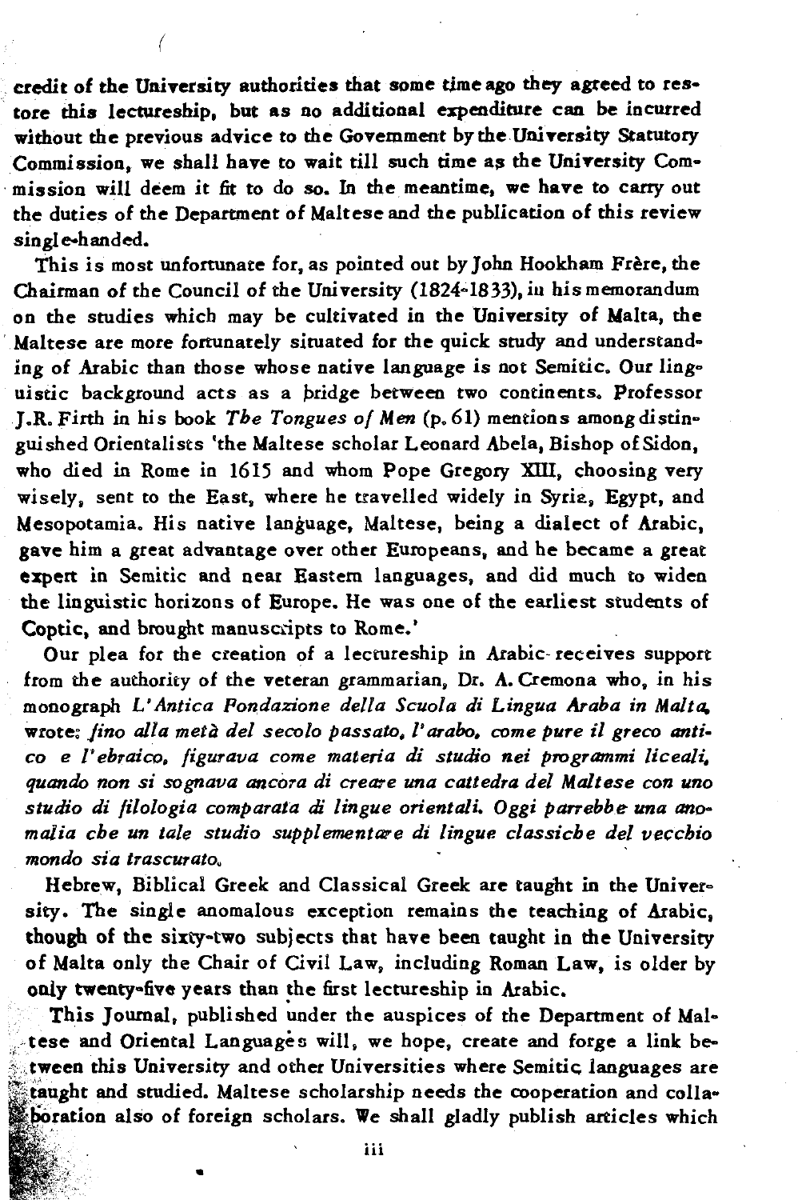credit of the University authorities that some time ago they agreed to restore this lectureship, but as no additional expenditure can be incurred without the previous advice to the Government by the University Statutory Commission, we shall have to wait till such time as the University Commission will deem it fit to do so. In the meantime, we have to carry out the duties of the Department of Maltese and the publication of this review single-handed.

This is most unfortunate for, as pointed out by John Hookham Frère, the Chairman of the Council of the University (1824-1833), in his memorandum on the studies which may be cultivated in the University of Malta, the Maltese are more fortunately situated for the quick study and understanding of Arabic than those whose native language is not Semitic. Our linguistic background acts as a bridge between two continents. Professor J.R. Firth in his book *The Tongues of Men* (p. 61) mentions among distinguished Orientalists 'the Maltese scholar Leonard Abela, Bishop of Sidon, who died in Rome in 1615 and whom Pope Gregory XIII, choosing very wisely, sent to the East, where he travelled widely in Syria, Egypt, and Mesopotamia. His native language, Maltese, being a dialect of Arabic, gave him a great advantage over other Europeans, and he became a great expert in Semitic and near Eastern languages, and did much to widen the linguistic horizons of Europe. He was one of the earliest students of Coptic, and brought manuscripts to Rome.'

Our plea for the creation of a lectureship in Arabic receives support from the authority of the veteran grammarian, Dr. A. Cremona who, in his monograph *L'Antica Fondazione della Scuola di Lingua Araba in Malta*, wrote: *fino alla metà del secolo passato, l'arabo, come pure il greco antico e l'ebraico, figurava come materia di studio nei programmi liceali, quando non si sognava ancora di creare una cattedra del Maltese con uno studio di filologia comparata di lingue orientali. Oggi parrebbe una anomalia che un tale studio supplementare di lingue classiche del vecchio mondo sia trascurato.*

Hebrew, Biblical Greek and Classical Greek are taught in the University. The single anomalous exception remains the teaching of Arabic, though of the sixty-two subjects that have been taught in the University of Malta only the Chair of Civil Law, including Roman Law, is older by only twenty-five years than the first lectureship in Arabic.

This Journal, published under the auspices of the Department of Maltese and Oriental Languages will, we hope, create and forge a link between this University and other Universities where Semitic languages are taught and studied. Maltese scholarship needs the cooperation and collaboration also of foreign scholars. We shall gladly publish articles which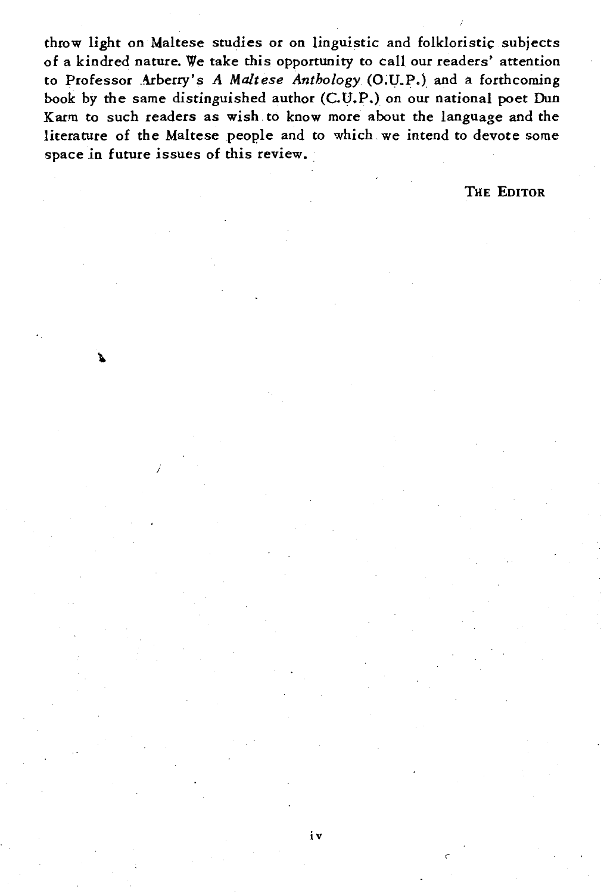throw light on Maltese studies or on linguistic and folkloristic subjects of a kindred nature. We take this opportunity to call our readers' attention to Professor Arberry's *A Maltese Anthology* (O.U.P.) and a forthcoming book by the same distinguished author (C.U.P.) on our national poet Dun Karm to such readers as wish to know more about the language and the literature of the Maltese people and to which we intend to devote some space in future issues of this review.

THE EDITOR